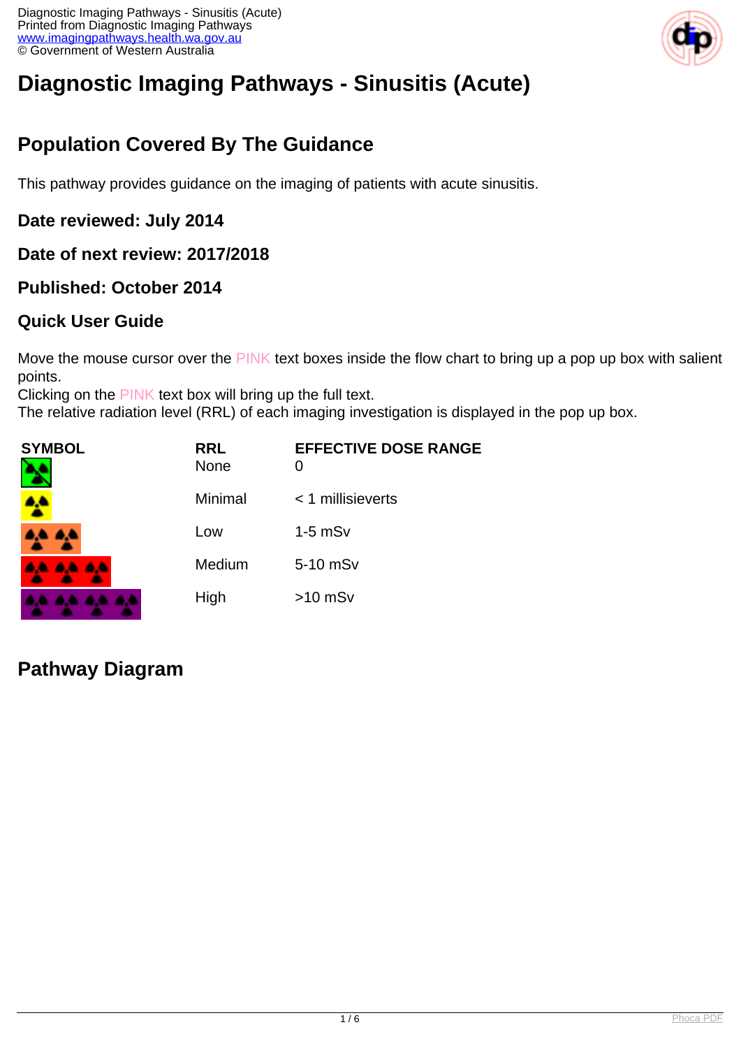# Diagnostic Imaging Pathways - Sinusitis (Acute)

## Population Covered By The Guidance

This pathway provides guidance on the imaging of patients with acute sinusitis.

### Date reviewed: July 2014

### Date of next review: 2017/2018

### Published: October 2014

### Quick User Guide

Move the mouse cursor over the PINK text boxes inside the flow chart to bring up a pop up box with salient points.
Clicking on the PINK text box will bring up the full text.
The relative radiation level (RRL) of each imaging investigation is displayed in the pop up box.

| SYMBOL | RRL | EFFECTIVE DOSE RANGE |
|---|---|---|
| | None | 0 |
| | Minimal | < 1 millisieverts |
| | Low | 1-5 mSv |
| | Medium | 5-10 mSv |
| | High | >10 mSv |

## Pathway Diagram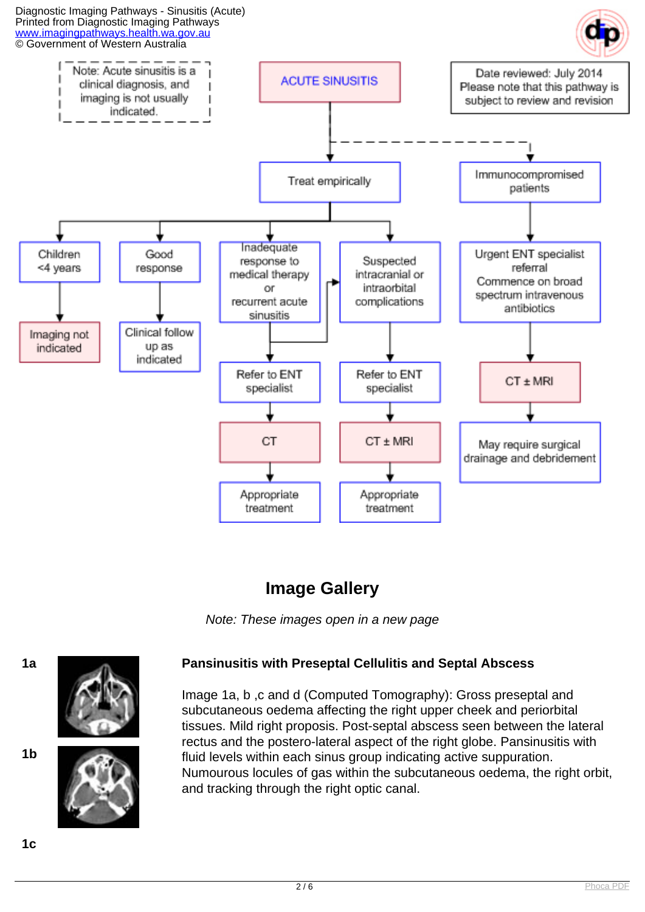Note: Acute sinusitis is a clinical diagnosis, and imaging is not usually indicated.

**ACUTE SINUSITIS**

Date reviewed: July 2014
Please note that this pathway is subject to review and revision

- Treat empirically
  - Children <4 years → Imaging not indicated
  - Good response → Clinical follow up as indicated
  - Inadequate response to medical therapy or recurrent acute sinusitis → Refer to ENT specialist → CT → Appropriate treatment
  - Suspected intracranial or intraorbital complications → Refer to ENT specialist → CT ± MRI → Appropriate treatment
- Immunocompromised patients → Urgent ENT specialist referral. Commence on broad spectrum intravenous antibiotics → CT ± MRI → May require surgical drainage and debridement

## Image Gallery

*Note: These images open in a new page*

1a

1b

1c

### Pansinusitis with Preseptal Cellulitis and Septal Abscess

Image 1a, b ,c and d (Computed Tomography): Gross preseptal and subcutaneous oedema affecting the right upper cheek and periorbital tissues. Mild right proposis. Post-septal abscess seen between the lateral rectus and the postero-lateral aspect of the right globe. Pansinusitis with fluid levels within each sinus group indicating active suppuration. Numourous locules of gas within the subcutaneous oedema, the right orbit, and tracking through the right optic canal.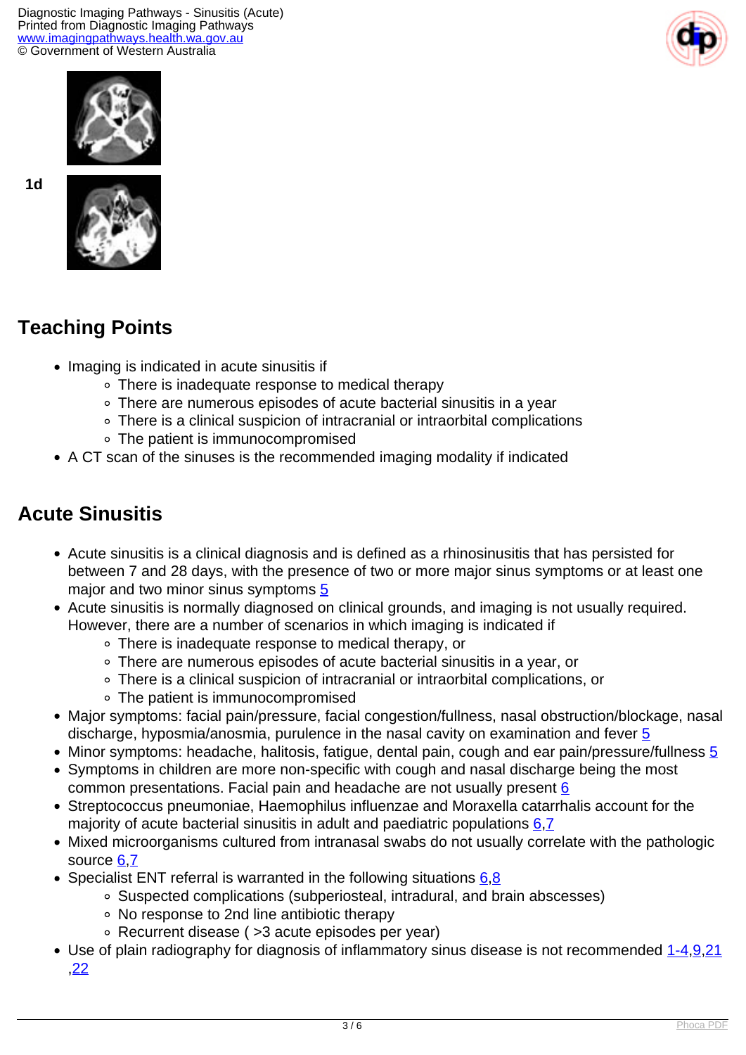1d

## Teaching Points

- Imaging is indicated in acute sinusitis if
    - There is inadequate response to medical therapy
    - There are numerous episodes of acute bacterial sinusitis in a year
    - There is a clinical suspicion of intracranial or intraorbital complications
    - The patient is immunocompromised
- A CT scan of the sinuses is the recommended imaging modality if indicated

## Acute Sinusitis

- Acute sinusitis is a clinical diagnosis and is defined as a rhinosinusitis that has persisted for between 7 and 28 days, with the presence of two or more major sinus symptoms or at least one major and two minor sinus symptoms 5
- Acute sinusitis is normally diagnosed on clinical grounds, and imaging is not usually required. However, there are a number of scenarios in which imaging is indicated if
    - There is inadequate response to medical therapy, or
    - There are numerous episodes of acute bacterial sinusitis in a year, or
    - There is a clinical suspicion of intracranial or intraorbital complications, or
    - The patient is immunocompromised
- Major symptoms: facial pain/pressure, facial congestion/fullness, nasal obstruction/blockage, nasal discharge, hyposmia/anosmia, purulence in the nasal cavity on examination and fever 5
- Minor symptoms: headache, halitosis, fatigue, dental pain, cough and ear pain/pressure/fullness 5
- Symptoms in children are more non-specific with cough and nasal discharge being the most common presentations. Facial pain and headache are not usually present 6
- Streptococcus pneumoniae, Haemophilus influenzae and Moraxella catarrhalis account for the majority of acute bacterial sinusitis in adult and paediatric populations 6,7
- Mixed microorganisms cultured from intranasal swabs do not usually correlate with the pathologic source 6,7
- Specialist ENT referral is warranted in the following situations 6,8
    - Suspected complications (subperiosteal, intradural, and brain abscesses)
    - No response to 2nd line antibiotic therapy
    - Recurrent disease ( >3 acute episodes per year)
- Use of plain radiography for diagnosis of inflammatory sinus disease is not recommended 1-4,9,21,22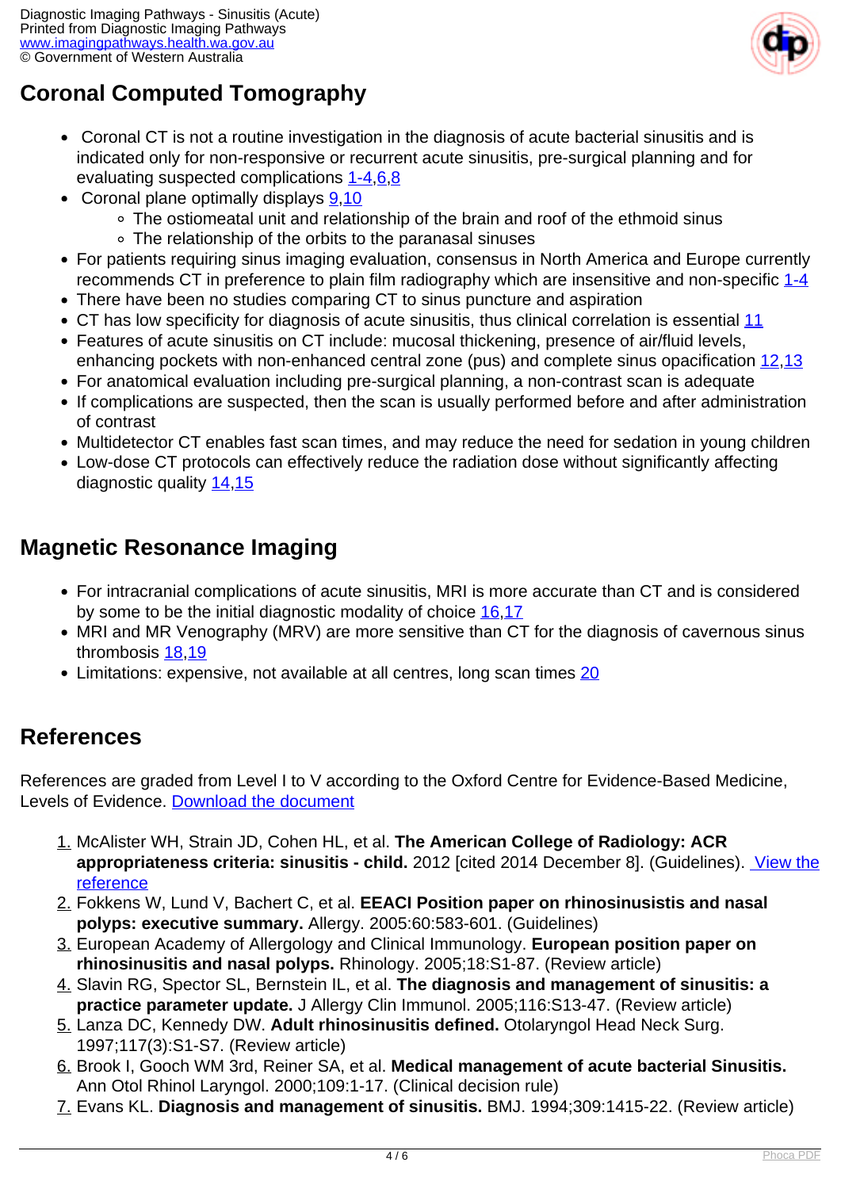## Coronal Computed Tomography

- Coronal CT is not a routine investigation in the diagnosis of acute bacterial sinusitis and is indicated only for non-responsive or recurrent acute sinusitis, pre-surgical planning and for evaluating suspected complications [1-4,6,8]
- Coronal plane optimally displays [9,10]
  - The ostiomeatal unit and relationship of the brain and roof of the ethmoid sinus
  - The relationship of the orbits to the paranasal sinuses
- For patients requiring sinus imaging evaluation, consensus in North America and Europe currently recommends CT in preference to plain film radiography which are insensitive and non-specific [1-4]
- There have been no studies comparing CT to sinus puncture and aspiration
- CT has low specificity for diagnosis of acute sinusitis, thus clinical correlation is essential [11]
- Features of acute sinusitis on CT include: mucosal thickening, presence of air/fluid levels, enhancing pockets with non-enhanced central zone (pus) and complete sinus opacification [12,13]
- For anatomical evaluation including pre-surgical planning, a non-contrast scan is adequate
- If complications are suspected, then the scan is usually performed before and after administration of contrast
- Multidetector CT enables fast scan times, and may reduce the need for sedation in young children
- Low-dose CT protocols can effectively reduce the radiation dose without significantly affecting diagnostic quality [14,15]

## Magnetic Resonance Imaging

- For intracranial complications of acute sinusitis, MRI is more accurate than CT and is considered by some to be the initial diagnostic modality of choice [16,17]
- MRI and MR Venography (MRV) are more sensitive than CT for the diagnosis of cavernous sinus thrombosis [18,19]
- Limitations: expensive, not available at all centres, long scan times [20]

## References

References are graded from Level I to V according to the Oxford Centre for Evidence-Based Medicine, Levels of Evidence. Download the document

1. McAlister WH, Strain JD, Cohen HL, et al. **The American College of Radiology: ACR appropriateness criteria: sinusitis - child.** 2012 [cited 2014 December 8]. (Guidelines). View the reference
2. Fokkens W, Lund V, Bachert C, et al. **EEACI Position paper on rhinosinusistis and nasal polyps: executive summary.** Allergy. 2005:60:583-601. (Guidelines)
3. European Academy of Allergology and Clinical Immunology. **European position paper on rhinosinusitis and nasal polyps.** Rhinology. 2005;18:S1-87. (Review article)
4. Slavin RG, Spector SL, Bernstein IL, et al. **The diagnosis and management of sinusitis: a practice parameter update.** J Allergy Clin Immunol. 2005;116:S13-47. (Review article)
5. Lanza DC, Kennedy DW. **Adult rhinosinusitis defined.** Otolaryngol Head Neck Surg. 1997;117(3):S1-S7. (Review article)
6. Brook I, Gooch WM 3rd, Reiner SA, et al. **Medical management of acute bacterial Sinusitis.** Ann Otol Rhinol Laryngol. 2000;109:1-17. (Clinical decision rule)
7. Evans KL. **Diagnosis and management of sinusitis.** BMJ. 1994;309:1415-22. (Review article)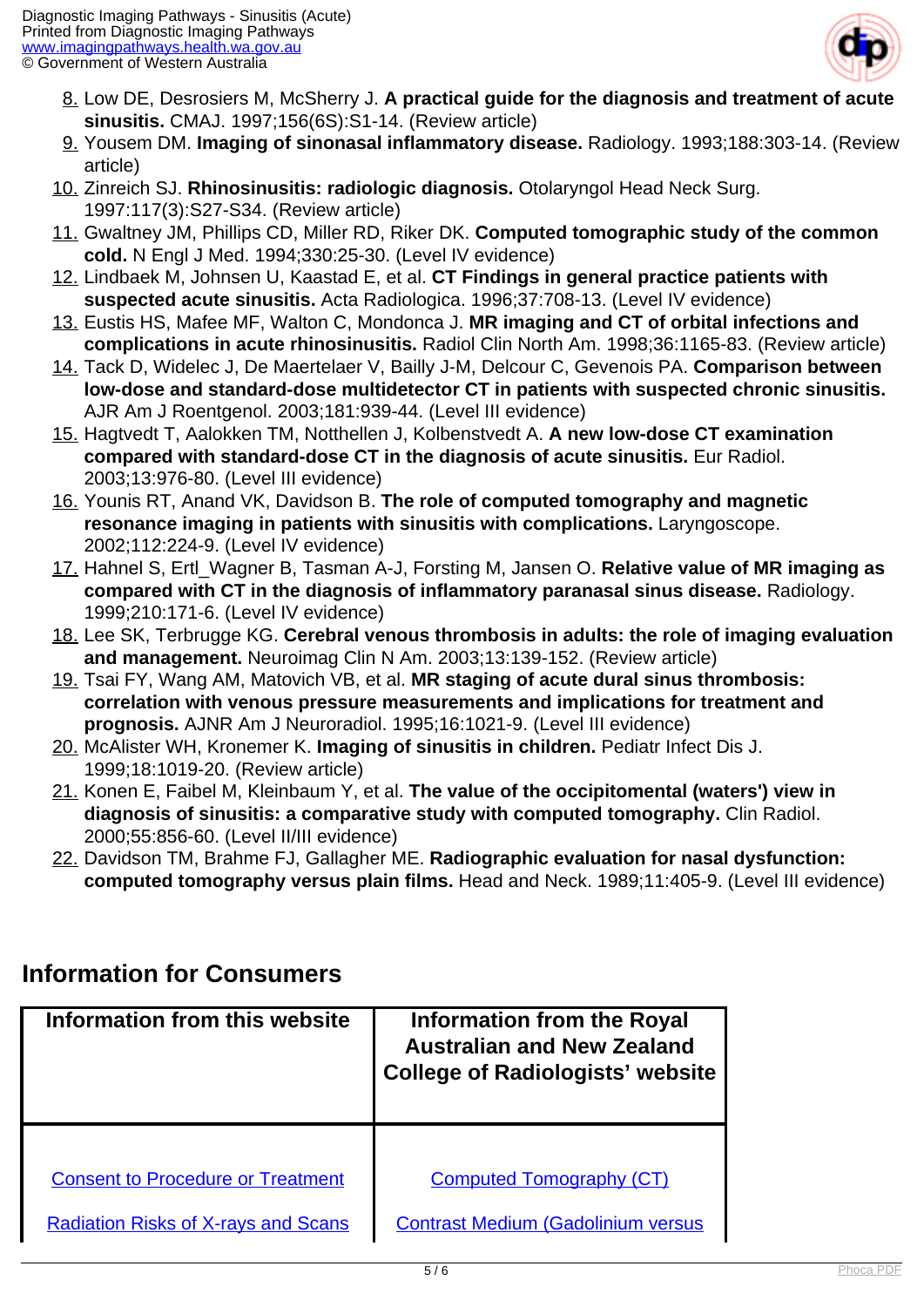8. Low DE, Desrosiers M, McSherry J. **A practical guide for the diagnosis and treatment of acute sinusitis.** CMAJ. 1997;156(6S):S1-14. (Review article)
9. Yousem DM. **Imaging of sinonasal inflammatory disease.** Radiology. 1993;188:303-14. (Review article)
10. Zinreich SJ. **Rhinosinusitis: radiologic diagnosis.** Otolaryngol Head Neck Surg. 1997:117(3):S27-S34. (Review article)
11. Gwaltney JM, Phillips CD, Miller RD, Riker DK. **Computed tomographic study of the common cold.** N Engl J Med. 1994;330:25-30. (Level IV evidence)
12. Lindbaek M, Johnsen U, Kaastad E, et al. **CT Findings in general practice patients with suspected acute sinusitis.** Acta Radiologica. 1996;37:708-13. (Level IV evidence)
13. Eustis HS, Mafee MF, Walton C, Mondonca J. **MR imaging and CT of orbital infections and complications in acute rhinosinusitis.** Radiol Clin North Am. 1998;36:1165-83. (Review article)
14. Tack D, Widelec J, De Maertelaer V, Bailly J-M, Delcour C, Gevenois PA. **Comparison between low-dose and standard-dose multidetector CT in patients with suspected chronic sinusitis.** AJR Am J Roentgenol. 2003;181:939-44. (Level III evidence)
15. Hagtvedt T, Aalokken TM, Notthellen J, Kolbenstvedt A. **A new low-dose CT examination compared with standard-dose CT in the diagnosis of acute sinusitis.** Eur Radiol. 2003;13:976-80. (Level III evidence)
16. Younis RT, Anand VK, Davidson B. **The role of computed tomography and magnetic resonance imaging in patients with sinusitis with complications.** Laryngoscope. 2002;112:224-9. (Level IV evidence)
17. Hahnel S, Ertl_Wagner B, Tasman A-J, Forsting M, Jansen O. **Relative value of MR imaging as compared with CT in the diagnosis of inflammatory paranasal sinus disease.** Radiology. 1999;210:171-6. (Level IV evidence)
18. Lee SK, Terbrugge KG. **Cerebral venous thrombosis in adults: the role of imaging evaluation and management.** Neuroimag Clin N Am. 2003;13:139-152. (Review article)
19. Tsai FY, Wang AM, Matovich VB, et al. **MR staging of acute dural sinus thrombosis: correlation with venous pressure measurements and implications for treatment and prognosis.** AJNR Am J Neuroradiol. 1995;16:1021-9. (Level III evidence)
20. McAlister WH, Kronemer K. **Imaging of sinusitis in children.** Pediatr Infect Dis J. 1999;18:1019-20. (Review article)
21. Konen E, Faibel M, Kleinbaum Y, et al. **The value of the occipitomental (waters') view in diagnosis of sinusitis: a comparative study with computed tomography.** Clin Radiol. 2000;55:856-60. (Level II/III evidence)
22. Davidson TM, Brahme FJ, Gallagher ME. **Radiographic evaluation for nasal dysfunction: computed tomography versus plain films.** Head and Neck. 1989;11:405-9. (Level III evidence)

## Information for Consumers

| Information from this website | Information from the Royal Australian and New Zealand College of Radiologists' website |
| --- | --- |
| Consent to Procedure or Treatment | Computed Tomography (CT) |
| Radiation Risks of X-rays and Scans | Contrast Medium (Gadolinium versus |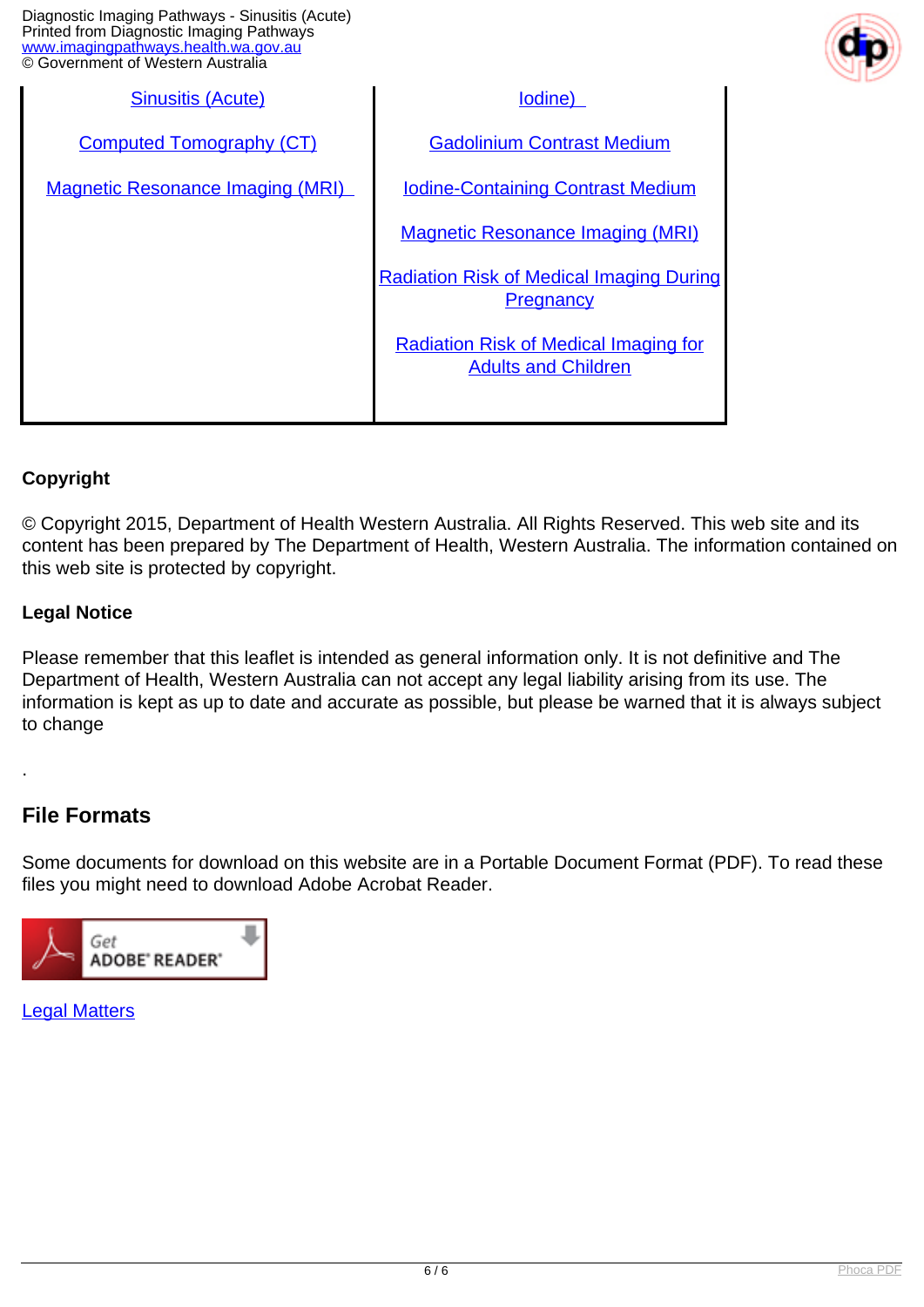| | |
|---|---|
| Sinusitis (Acute) | Iodine) |
| Computed Tomography (CT) | Gadolinium Contrast Medium |
| Magnetic Resonance Imaging (MRI) | Iodine-Containing Contrast Medium |
| | Magnetic Resonance Imaging (MRI) |
| | Radiation Risk of Medical Imaging During Pregnancy |
| | Radiation Risk of Medical Imaging for Adults and Children |

**Copyright**

© Copyright 2015, Department of Health Western Australia. All Rights Reserved. This web site and its content has been prepared by The Department of Health, Western Australia. The information contained on this web site is protected by copyright.

**Legal Notice**

Please remember that this leaflet is intended as general information only. It is not definitive and The Department of Health, Western Australia can not accept any legal liability arising from its use. The information is kept as up to date and accurate as possible, but please be warned that it is always subject to change

.

## File Formats

Some documents for download on this website are in a Portable Document Format (PDF). To read these files you might need to download Adobe Acrobat Reader.

Get ADOBE® READER®

Legal Matters